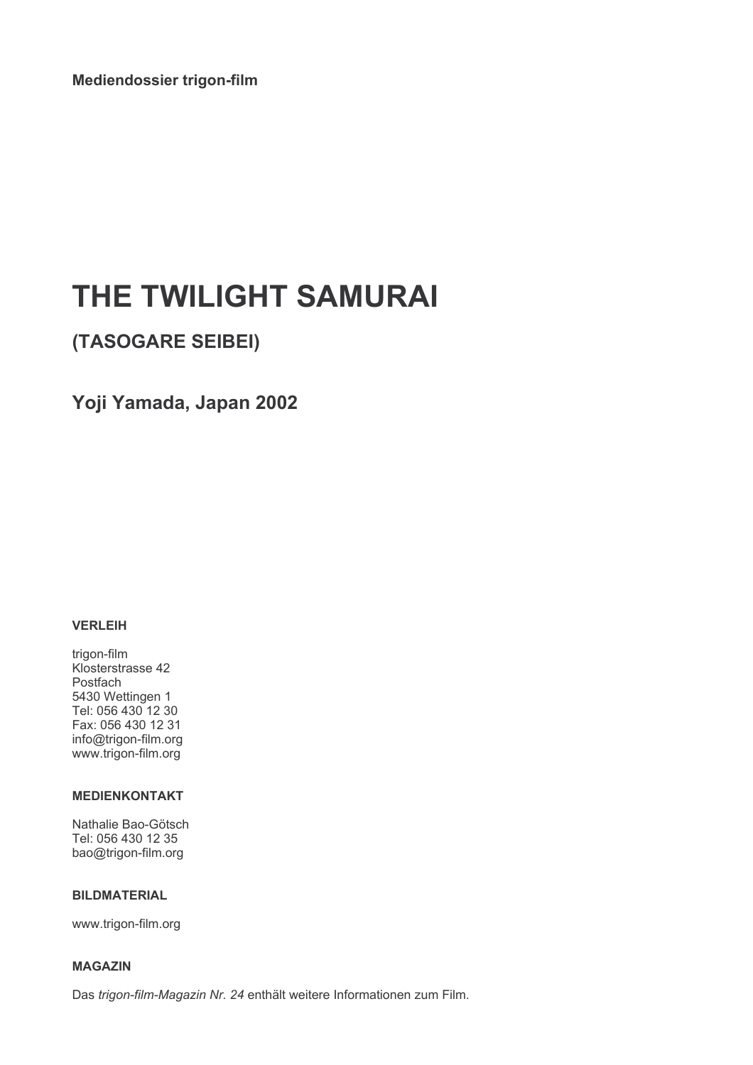**Mediendossier trigon-film**

# THE TWILIGHT SAMURAI

## (TASOGARE SEIBEI)

## Yoji Yamada, Japan 2002

#### VERLEIH

trigon-film
Klosterstrasse 42
Postfach
5430 Wettingen 1
Tel: 056 430 12 30
Fax: 056 430 12 31
info@trigon-film.org
www.trigon-film.org

#### MEDIENKONTAKT

Nathalie Bao-Götsch
Tel: 056 430 12 35
bao@trigon-film.org

#### BILDMATERIAL

www.trigon-film.org

#### MAGAZIN

Das *trigon-film-Magazin Nr. 24* enthält weitere Informationen zum Film.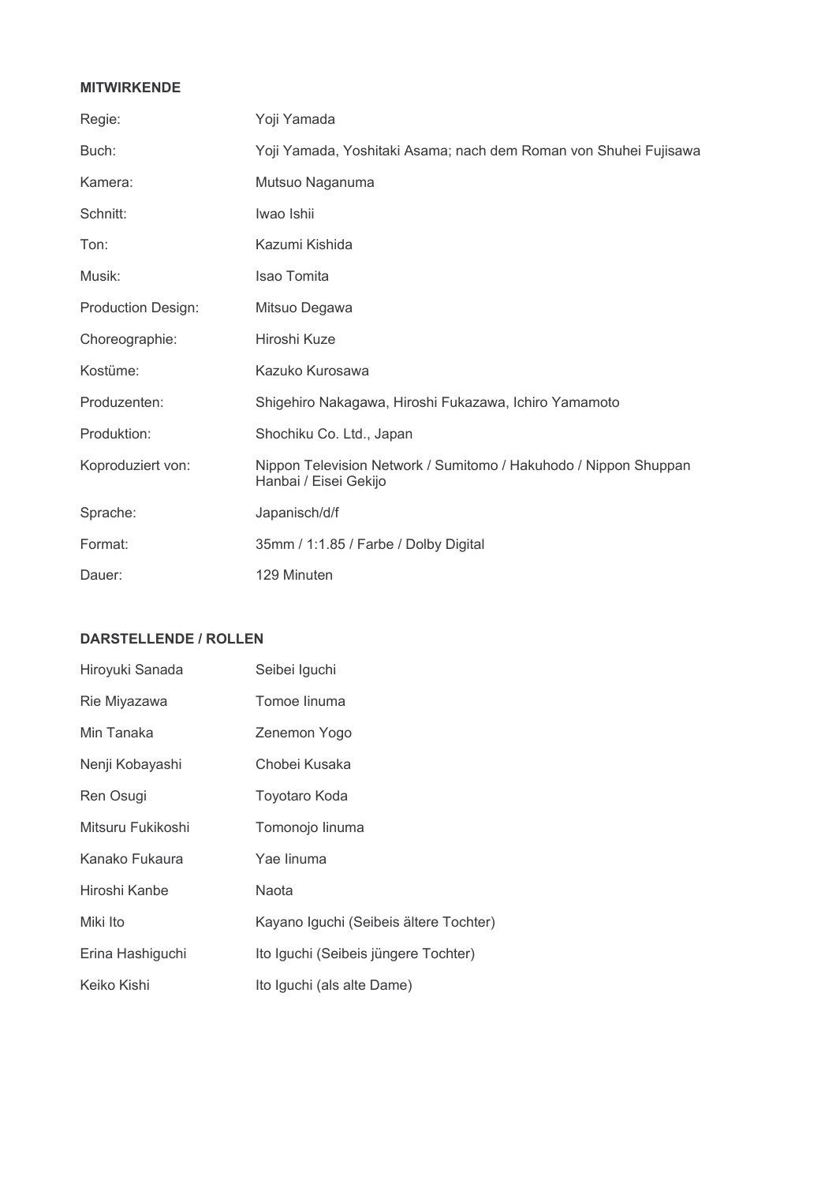**MITWIRKENDE**

| | |
|---|---|
| Regie: | Yoji Yamada |
| Buch: | Yoji Yamada, Yoshitaki Asama; nach dem Roman von Shuhei Fujisawa |
| Kamera: | Mutsuo Naganuma |
| Schnitt: | Iwao Ishii |
| Ton: | Kazumi Kishida |
| Musik: | Isao Tomita |
| Production Design: | Mitsuo Degawa |
| Choreographie: | Hiroshi Kuze |
| Kostüme: | Kazuko Kurosawa |
| Produzenten: | Shigehiro Nakagawa, Hiroshi Fukazawa, Ichiro Yamamoto |
| Produktion: | Shochiku Co. Ltd., Japan |
| Koproduziert von: | Nippon Television Network / Sumitomo / Hakuhodo / Nippon Shuppan Hanbai / Eisei Gekijo |
| Sprache: | Japanisch/d/f |
| Format: | 35mm / 1:1.85 / Farbe / Dolby Digital |
| Dauer: | 129 Minuten |

**DARSTELLENDE / ROLLEN**

| | |
|---|---|
| Hiroyuki Sanada | Seibei Iguchi |
| Rie Miyazawa | Tomoe Iinuma |
| Min Tanaka | Zenemon Yogo |
| Nenji Kobayashi | Chobei Kusaka |
| Ren Osugi | Toyotaro Koda |
| Mitsuru Fukikoshi | Tomonojo Iinuma |
| Kanako Fukaura | Yae Iinuma |
| Hiroshi Kanbe | Naota |
| Miki Ito | Kayano Iguchi (Seibeis ältere Tochter) |
| Erina Hashiguchi | Ito Iguchi (Seibeis jüngere Tochter) |
| Keiko Kishi | Ito Iguchi (als alte Dame) |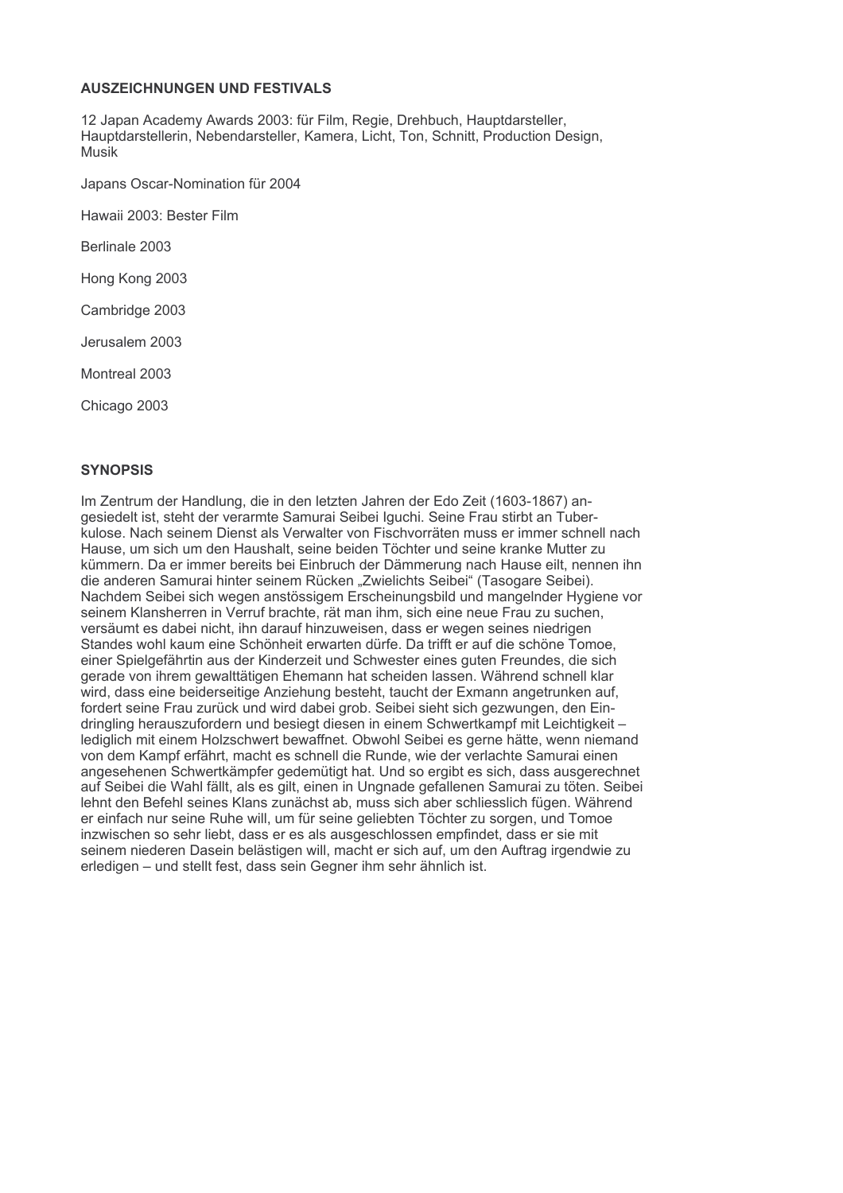## AUSZEICHNUNGEN UND FESTIVALS

12 Japan Academy Awards 2003: für Film, Regie, Drehbuch, Hauptdarsteller, Hauptdarstellerin, Nebendarsteller, Kamera, Licht, Ton, Schnitt, Production Design, Musik

Japans Oscar-Nomination für 2004

Hawaii 2003: Bester Film

Berlinale 2003

Hong Kong 2003

Cambridge 2003

Jerusalem 2003

Montreal 2003

Chicago 2003

## SYNOPSIS

Im Zentrum der Handlung, die in den letzten Jahren der Edo Zeit (1603-1867) angesiedelt ist, steht der verarmte Samurai Seibei Iguchi. Seine Frau stirbt an Tuberkulose. Nach seinem Dienst als Verwalter von Fischvorräten muss er immer schnell nach Hause, um sich um den Haushalt, seine beiden Töchter und seine kranke Mutter zu kümmern. Da er immer bereits bei Einbruch der Dämmerung nach Hause eilt, nennen ihn die anderen Samurai hinter seinem Rücken „Zwielichts Seibei" (Tasogare Seibei). Nachdem Seibei sich wegen anstössigem Erscheinungsbild und mangelnder Hygiene vor seinem Klansherren in Verruf brachte, rät man ihm, sich eine neue Frau zu suchen, versäumt es dabei nicht, ihn darauf hinzuweisen, dass er wegen seines niedrigen Standes wohl kaum eine Schönheit erwarten dürfe. Da trifft er auf die schöne Tomoe, einer Spielgefährtin aus der Kinderzeit und Schwester eines guten Freundes, die sich gerade von ihrem gewalttätigen Ehemann hat scheiden lassen. Während schnell klar wird, dass eine beiderseitige Anziehung besteht, taucht der Exmann angetrunken auf, fordert seine Frau zurück und wird dabei grob. Seibei sieht sich gezwungen, den Eindringling herauszufordern und besiegt diesen in einem Schwertkampf mit Leichtigkeit – lediglich mit einem Holzschwert bewaffnet. Obwohl Seibei es gerne hätte, wenn niemand von dem Kampf erfährt, macht es schnell die Runde, wie der verlachte Samurai einen angesehenen Schwertkämpfer gedemütigt hat. Und so ergibt es sich, dass ausgerechnet auf Seibei die Wahl fällt, als es gilt, einen in Ungnade gefallenen Samurai zu töten. Seibei lehnt den Befehl seines Klans zunächst ab, muss sich aber schliesslich fügen. Während er einfach nur seine Ruhe will, um für seine geliebten Töchter zu sorgen, und Tomoe inzwischen so sehr liebt, dass er es als ausgeschlossen empfindet, dass er sie mit seinem niederen Dasein belästigen will, macht er sich auf, um den Auftrag irgendwie zu erledigen – und stellt fest, dass sein Gegner ihm sehr ähnlich ist.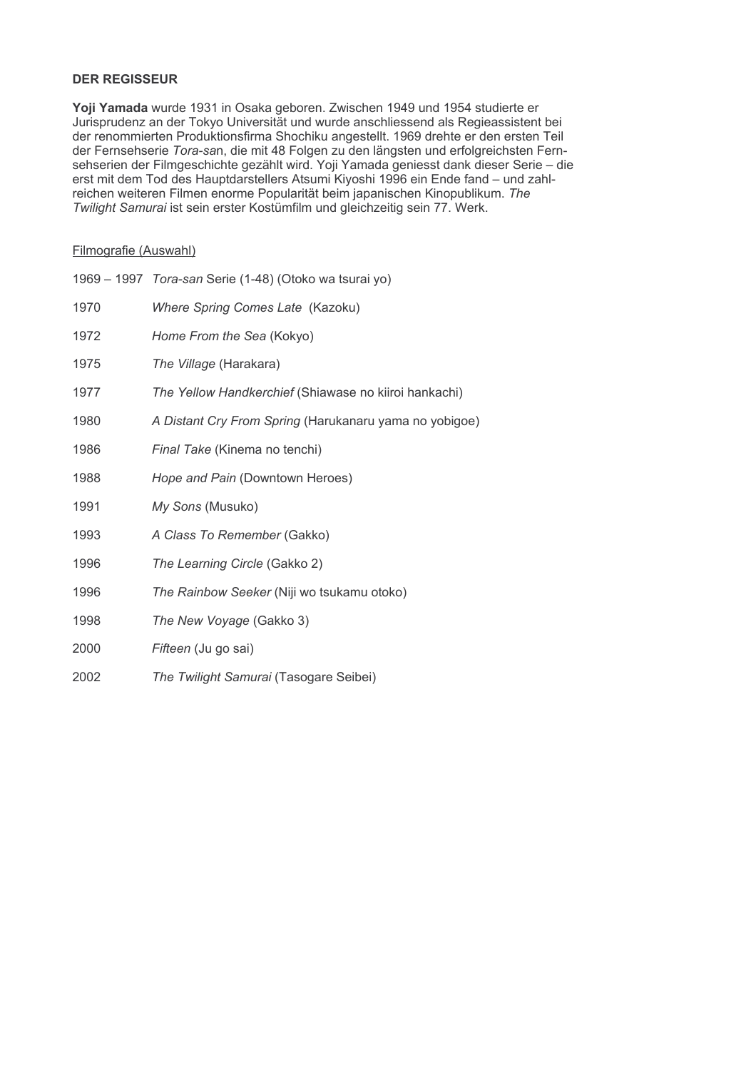**DER REGISSEUR**

**Yoji Yamada** wurde 1931 in Osaka geboren. Zwischen 1949 und 1954 studierte er Jurisprudenz an der Tokyo Universität und wurde anschliessend als Regieassistent bei der renommierten Produktionsfirma Shochiku angestellt. 1969 drehte er den ersten Teil der Fernsehserie *Tora-sa*n, die mit 48 Folgen zu den längsten und erfolgreichsten Fernsehserien der Filmgeschichte gezählt wird. Yoji Yamada geniesst dank dieser Serie – die erst mit dem Tod des Hauptdarstellers Atsumi Kiyoshi 1996 ein Ende fand – und zahlreichen weiteren Filmen enorme Popularität beim japanischen Kinopublikum. *The Twilight Samurai* ist sein erster Kostümfilm und gleichzeitig sein 77. Werk.

<u>Filmografie (Auswahl)</u>

1969 – 1997 *Tora-san* Serie (1-48) (Otoko wa tsurai yo)

1970 *Where Spring Comes Late* (Kazoku)

1972 *Home From the Sea* (Kokyo)

1975 *The Village* (Harakara)

1977 *The Yellow Handkerchief* (Shiawase no kiiroi hankachi)

1980 *A Distant Cry From Spring* (Harukanaru yama no yobigoe)

1986 *Final Take* (Kinema no tenchi)

1988 *Hope and Pain* (Downtown Heroes)

1991 *My Sons* (Musuko)

1993 *A Class To Remember* (Gakko)

1996 *The Learning Circle* (Gakko 2)

1996 *The Rainbow Seeker* (Niji wo tsukamu otoko)

1998 *The New Voyage* (Gakko 3)

2000 *Fifteen* (Ju go sai)

2002 *The Twilight Samurai* (Tasogare Seibei)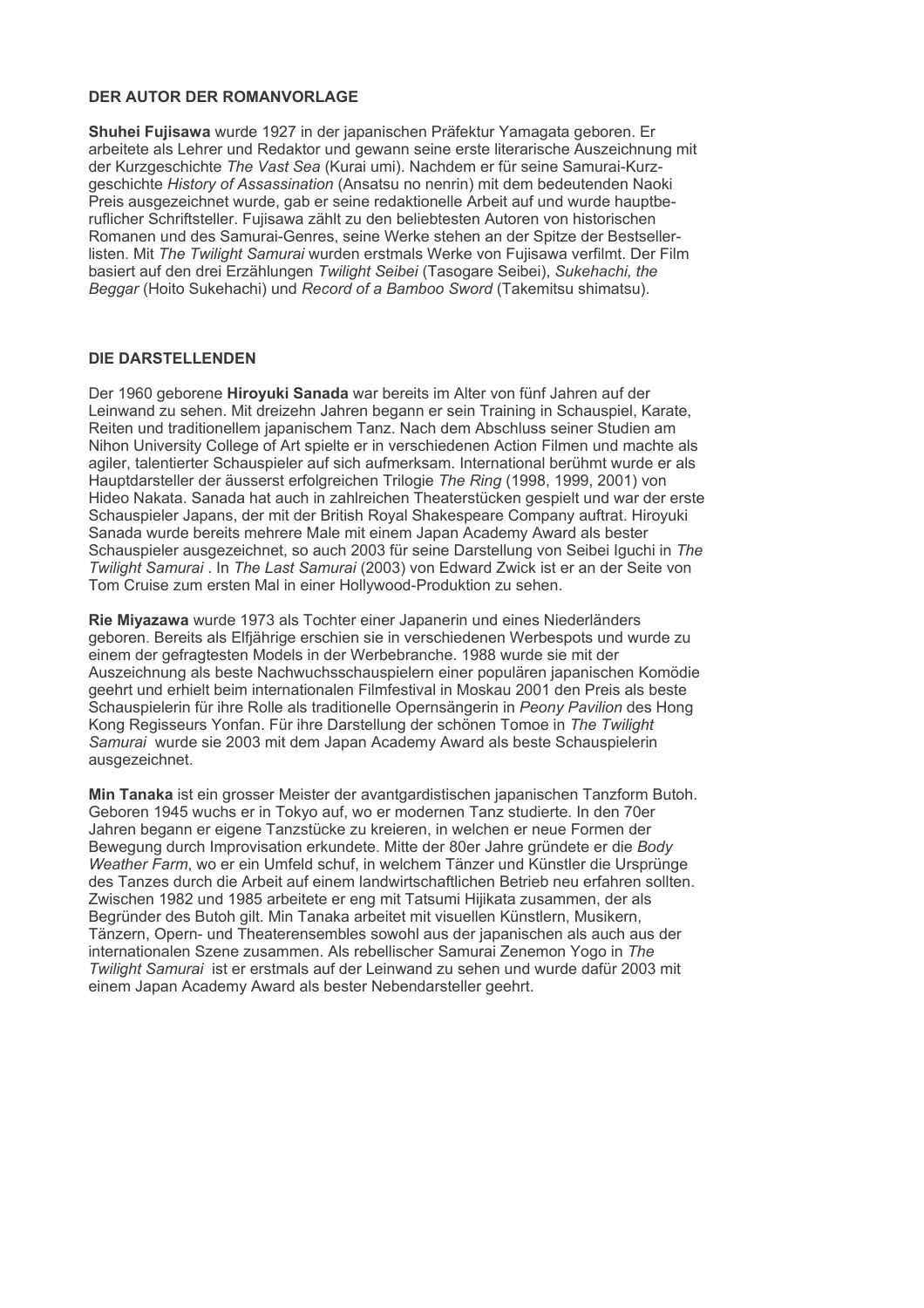**DER AUTOR DER ROMANVORLAGE**

**Shuhei Fujisawa** wurde 1927 in der japanischen Präfektur Yamagata geboren. Er arbeitete als Lehrer und Redaktor und gewann seine erste literarische Auszeichnung mit der Kurzgeschichte *The Vast Sea* (Kurai umi). Nachdem er für seine Samurai-Kurzgeschichte *History of Assassination* (Ansatsu no nenrin) mit dem bedeutenden Naoki Preis ausgezeichnet wurde, gab er seine redaktionelle Arbeit auf und wurde hauptberuflicher Schriftsteller. Fujisawa zählt zu den beliebtesten Autoren von historischen Romanen und des Samurai-Genres, seine Werke stehen an der Spitze der Bestsellerlisten. Mit *The Twilight Samurai* wurden erstmals Werke von Fujisawa verfilmt. Der Film basiert auf den drei Erzählungen *Twilight Seibei* (Tasogare Seibei), *Sukehachi, the Beggar* (Hoito Sukehachi) und *Record of a Bamboo Sword* (Takemitsu shimatsu).

**DIE DARSTELLENDEN**

Der 1960 geborene **Hiroyuki Sanada** war bereits im Alter von fünf Jahren auf der Leinwand zu sehen. Mit dreizehn Jahren begann er sein Training in Schauspiel, Karate, Reiten und traditionellem japanischem Tanz. Nach dem Abschluss seiner Studien am Nihon University College of Art spielte er in verschiedenen Action Filmen und machte als agiler, talentierter Schauspieler auf sich aufmerksam. International berühmt wurde er als Hauptdarsteller der äusserst erfolgreichen Trilogie *The Ring* (1998, 1999, 2001) von Hideo Nakata. Sanada hat auch in zahlreichen Theaterstücken gespielt und war der erste Schauspieler Japans, der mit der British Royal Shakespeare Company auftrat. Hiroyuki Sanada wurde bereits mehrere Male mit einem Japan Academy Award als bester Schauspieler ausgezeichnet, so auch 2003 für seine Darstellung von Seibei Iguchi in *The Twilight Samurai* . In *The Last Samurai* (2003) von Edward Zwick ist er an der Seite von Tom Cruise zum ersten Mal in einer Hollywood-Produktion zu sehen.

**Rie Miyazawa** wurde 1973 als Tochter einer Japanerin und eines Niederländers geboren. Bereits als Elfjährige erschien sie in verschiedenen Werbespots und wurde zu einem der gefragtesten Models in der Werbebranche. 1988 wurde sie mit der Auszeichnung als beste Nachwuchsschauspielern einer populären japanischen Komödie geehrt und erhielt beim internationalen Filmfestival in Moskau 2001 den Preis als beste Schauspielerin für ihre Rolle als traditionelle Opernsängerin in *Peony Pavilion* des Hong Kong Regisseurs Yonfan. Für ihre Darstellung der schönen Tomoe in *The Twilight Samurai* wurde sie 2003 mit dem Japan Academy Award als beste Schauspielerin ausgezeichnet.

**Min Tanaka** ist ein grosser Meister der avantgardistischen japanischen Tanzform Butoh. Geboren 1945 wuchs er in Tokyo auf, wo er modernen Tanz studierte. In den 70er Jahren begann er eigene Tanzstücke zu kreieren, in welchen er neue Formen der Bewegung durch Improvisation erkundete. Mitte der 80er Jahre gründete er die *Body Weather Farm*, wo er ein Umfeld schuf, in welchem Tänzer und Künstler die Ursprünge des Tanzes durch die Arbeit auf einem landwirtschaftlichen Betrieb neu erfahren sollten. Zwischen 1982 und 1985 arbeitete er eng mit Tatsumi Hijikata zusammen, der als Begründer des Butoh gilt. Min Tanaka arbeitet mit visuellen Künstlern, Musikern, Tänzern, Opern- und Theaterensembles sowohl aus der japanischen als auch aus der internationalen Szene zusammen. Als rebellischer Samurai Zenemon Yogo in *The Twilight Samurai* ist er erstmals auf der Leinwand zu sehen und wurde dafür 2003 mit einem Japan Academy Award als bester Nebendarsteller geehrt.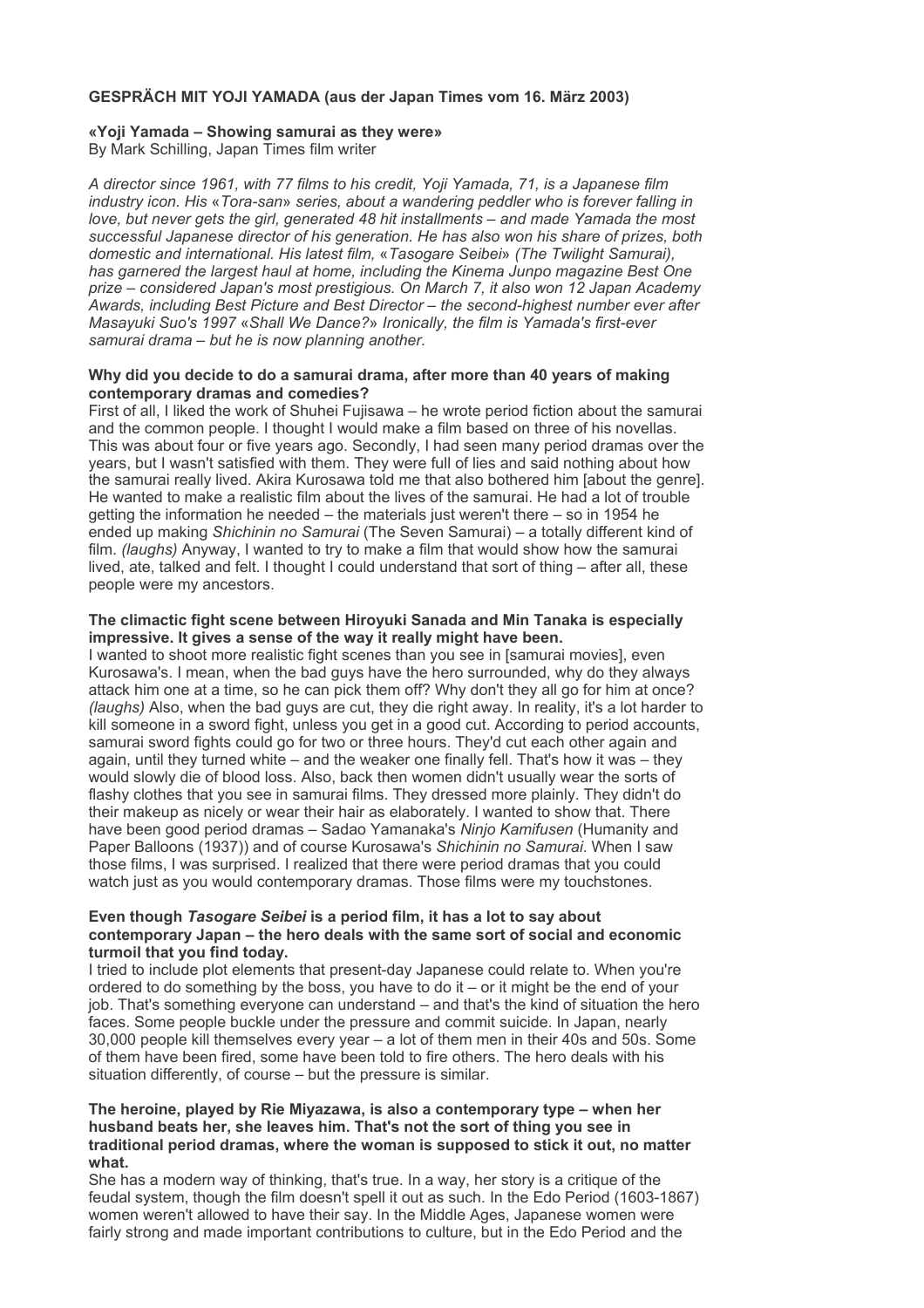**GESPRÄCH MIT YOJI YAMADA (aus der Japan Times vom 16. März 2003)**

**«Yoji Yamada – Showing samurai as they were»**
By Mark Schilling, Japan Times film writer

*A director since 1961, with 77 films to his credit, Yoji Yamada, 71, is a Japanese film industry icon. His «Tora-san» series, about a wandering peddler who is forever falling in love, but never gets the girl, generated 48 hit installments – and made Yamada the most successful Japanese director of his generation. He has also won his share of prizes, both domestic and international. His latest film, «Tasogare Seibei» (The Twilight Samurai), has garnered the largest haul at home, including the Kinema Junpo magazine Best One prize – considered Japan's most prestigious. On March 7, it also won 12 Japan Academy Awards, including Best Picture and Best Director – the second-highest number ever after Masayuki Suo's 1997 «Shall We Dance?» Ironically, the film is Yamada's first-ever samurai drama – but he is now planning another.*

**Why did you decide to do a samurai drama, after more than 40 years of making contemporary dramas and comedies?**
First of all, I liked the work of Shuhei Fujisawa – he wrote period fiction about the samurai and the common people. I thought I would make a film based on three of his novellas. This was about four or five years ago. Secondly, I had seen many period dramas over the years, but I wasn't satisfied with them. They were full of lies and said nothing about how the samurai really lived. Akira Kurosawa told me that also bothered him [about the genre]. He wanted to make a realistic film about the lives of the samurai. He had a lot of trouble getting the information he needed – the materials just weren't there – so in 1954 he ended up making *Shichinin no Samurai* (The Seven Samurai) – a totally different kind of film. *(laughs)* Anyway, I wanted to try to make a film that would show how the samurai lived, ate, talked and felt. I thought I could understand that sort of thing – after all, these people were my ancestors.

**The climactic fight scene between Hiroyuki Sanada and Min Tanaka is especially impressive. It gives a sense of the way it really might have been.**
I wanted to shoot more realistic fight scenes than you see in [samurai movies], even Kurosawa's. I mean, when the bad guys have the hero surrounded, why do they always attack him one at a time, so he can pick them off? Why don't they all go for him at once? *(laughs)* Also, when the bad guys are cut, they die right away. In reality, it's a lot harder to kill someone in a sword fight, unless you get in a good cut. According to period accounts, samurai sword fights could go for two or three hours. They'd cut each other again and again, until they turned white – and the weaker one finally fell. That's how it was – they would slowly die of blood loss. Also, back then women didn't usually wear the sorts of flashy clothes that you see in samurai films. They dressed more plainly. They didn't do their makeup as nicely or wear their hair as elaborately. I wanted to show that. There have been good period dramas – Sadao Yamanaka's *Ninjo Kamifusen* (Humanity and Paper Balloons (1937)) and of course Kurosawa's *Shichinin no Samurai*. When I saw those films, I was surprised. I realized that there were period dramas that you could watch just as you would contemporary dramas. Those films were my touchstones.

**Even though *Tasogare Seibei* is a period film, it has a lot to say about contemporary Japan – the hero deals with the same sort of social and economic turmoil that you find today.**
I tried to include plot elements that present-day Japanese could relate to. When you're ordered to do something by the boss, you have to do it – or it might be the end of your job. That's something everyone can understand – and that's the kind of situation the hero faces. Some people buckle under the pressure and commit suicide. In Japan, nearly 30,000 people kill themselves every year – a lot of them men in their 40s and 50s. Some of them have been fired, some have been told to fire others. The hero deals with his situation differently, of course – but the pressure is similar.

**The heroine, played by Rie Miyazawa, is also a contemporary type – when her husband beats her, she leaves him. That's not the sort of thing you see in traditional period dramas, where the woman is supposed to stick it out, no matter what.**
She has a modern way of thinking, that's true. In a way, her story is a critique of the feudal system, though the film doesn't spell it out as such. In the Edo Period (1603-1867) women weren't allowed to have their say. In the Middle Ages, Japanese women were fairly strong and made important contributions to culture, but in the Edo Period and the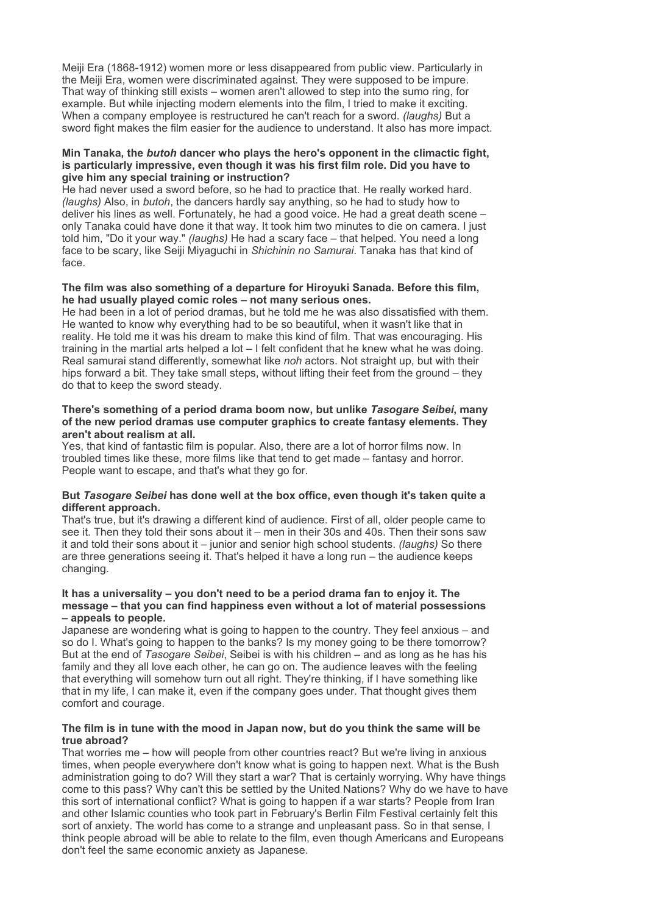Meiji Era (1868-1912) women more or less disappeared from public view. Particularly in the Meiji Era, women were discriminated against. They were supposed to be impure. That way of thinking still exists – women aren't allowed to step into the sumo ring, for example. But while injecting modern elements into the film, I tried to make it exciting. When a company employee is restructured he can't reach for a sword. *(laughs)* But a sword fight makes the film easier for the audience to understand. It also has more impact.

**Min Tanaka, the *butoh* dancer who plays the hero's opponent in the climactic fight, is particularly impressive, even though it was his first film role. Did you have to give him any special training or instruction?**

He had never used a sword before, so he had to practice that. He really worked hard. *(laughs)* Also, in *butoh*, the dancers hardly say anything, so he had to study how to deliver his lines as well. Fortunately, he had a good voice. He had a great death scene – only Tanaka could have done it that way. It took him two minutes to die on camera. I just told him, "Do it your way." *(laughs)* He had a scary face – that helped. You need a long face to be scary, like Seiji Miyaguchi in *Shichinin no Samurai*. Tanaka has that kind of face.

**The film was also something of a departure for Hiroyuki Sanada. Before this film, he had usually played comic roles – not many serious ones.**

He had been in a lot of period dramas, but he told me he was also dissatisfied with them. He wanted to know why everything had to be so beautiful, when it wasn't like that in reality. He told me it was his dream to make this kind of film. That was encouraging. His training in the martial arts helped a lot – I felt confident that he knew what he was doing. Real samurai stand differently, somewhat like *noh* actors. Not straight up, but with their hips forward a bit. They take small steps, without lifting their feet from the ground – they do that to keep the sword steady.

**There's something of a period drama boom now, but unlike *Tasogare Seibei*, many of the new period dramas use computer graphics to create fantasy elements. They aren't about realism at all.**

Yes, that kind of fantastic film is popular. Also, there are a lot of horror films now. In troubled times like these, more films like that tend to get made – fantasy and horror. People want to escape, and that's what they go for.

**But *Tasogare Seibei* has done well at the box office, even though it's taken quite a different approach.**

That's true, but it's drawing a different kind of audience. First of all, older people came to see it. Then they told their sons about it – men in their 30s and 40s. Then their sons saw it and told their sons about it – junior and senior high school students. *(laughs)* So there are three generations seeing it. That's helped it have a long run – the audience keeps changing.

**It has a universality – you don't need to be a period drama fan to enjoy it. The message – that you can find happiness even without a lot of material possessions – appeals to people.**

Japanese are wondering what is going to happen to the country. They feel anxious – and so do I. What's going to happen to the banks? Is my money going to be there tomorrow? But at the end of *Tasogare Seibei*, Seibei is with his children – and as long as he has his family and they all love each other, he can go on. The audience leaves with the feeling that everything will somehow turn out all right. They're thinking, if I have something like that in my life, I can make it, even if the company goes under. That thought gives them comfort and courage.

**The film is in tune with the mood in Japan now, but do you think the same will be true abroad?**

That worries me – how will people from other countries react? But we're living in anxious times, when people everywhere don't know what is going to happen next. What is the Bush administration going to do? Will they start a war? That is certainly worrying. Why have things come to this pass? Why can't this be settled by the United Nations? Why do we have to have this sort of international conflict? What is going to happen if a war starts? People from Iran and other Islamic counties who took part in February's Berlin Film Festival certainly felt this sort of anxiety. The world has come to a strange and unpleasant pass. So in that sense, I think people abroad will be able to relate to the film, even though Americans and Europeans don't feel the same economic anxiety as Japanese.